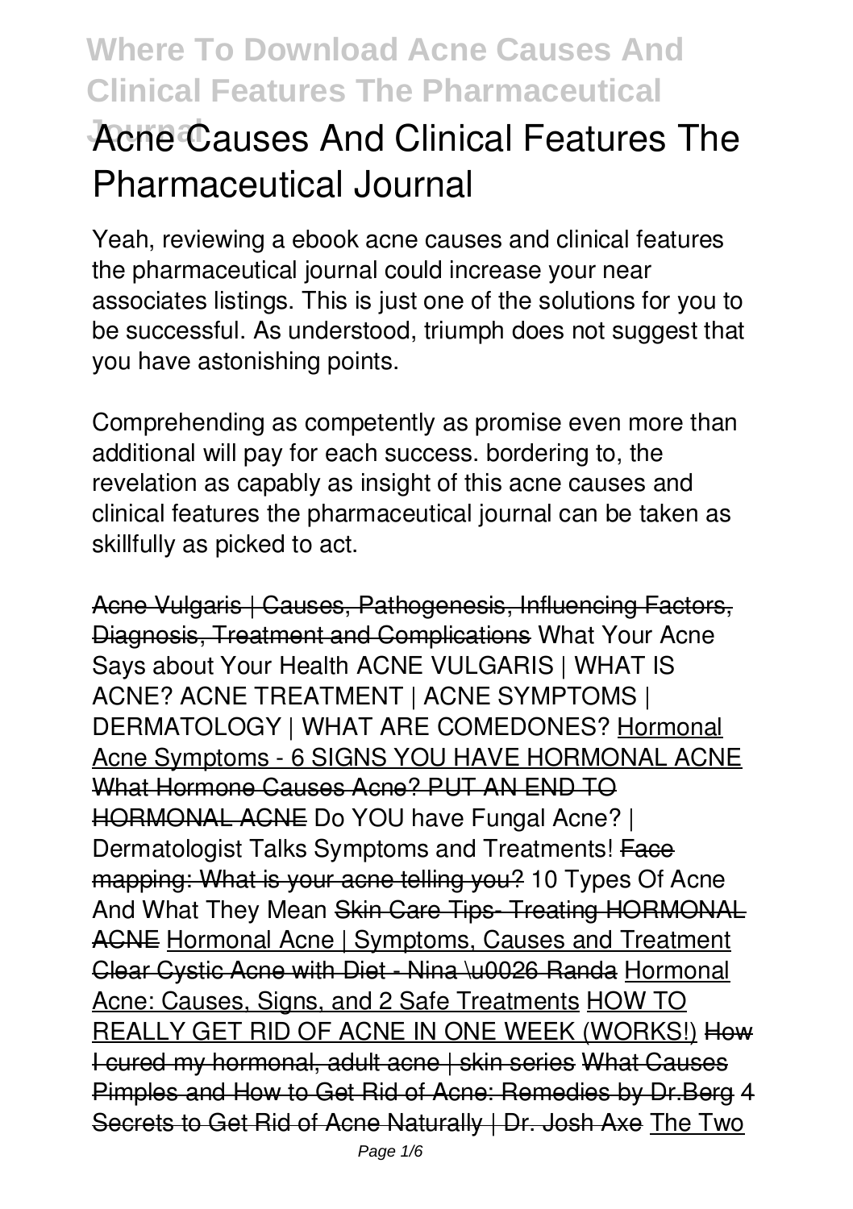# Acne Causes And Clinical Features The Pharmaceutical Journal

Yeah, reviewing a ebook **acne causes and clinical features the pharmaceutical journal** could increase your near associates listings. This is just one of the solutions for you to be successful. As understood, triumph does not suggest that you have astonishing points.

Comprehending as competently as promise even more than additional will pay for each success. bordering to, the revelation as capably as insight of this acne causes and clinical features the pharmaceutical journal can be taken as skillfully as picked to act.

Acne Vulgaris | Causes, Pathogenesis, Influencing Factors, Diagnosis, Treatment and Complications *What Your Acne Says about Your Health* *ACNE VULGARIS | WHAT IS ACNE? ACNE TREATMENT | ACNE SYMPTOMS | DERMATOLOGY | WHAT ARE COMEDONES?* Hormonal Acne Symptoms - 6 SIGNS YOU HAVE HORMONAL ACNE What Hormone Causes Acne? PUT AN END TO HORMONAL ACNE *Do YOU have Fungal Acne? | Dermatologist Talks Symptoms and Treatments!* Face mapping: What is your acne telling you? *10 Types Of Acne And What They Mean* Skin Care Tips- Treating HORMONAL ACNE Hormonal Acne | Symptoms, Causes and Treatment Clear Cystic Acne with Diet - Nina \u0026 Randa Hormonal Acne: Causes, Signs, and 2 Safe Treatments HOW TO REALLY GET RID OF ACNE IN ONE WEEK (WORKS!) How I cured my hormonal, adult acne | skin series What Causes Pimples and How to Get Rid of Acne: Remedies by Dr.Berg 4 Secrets to Get Rid of Acne Naturally | Dr. Josh Axe The Two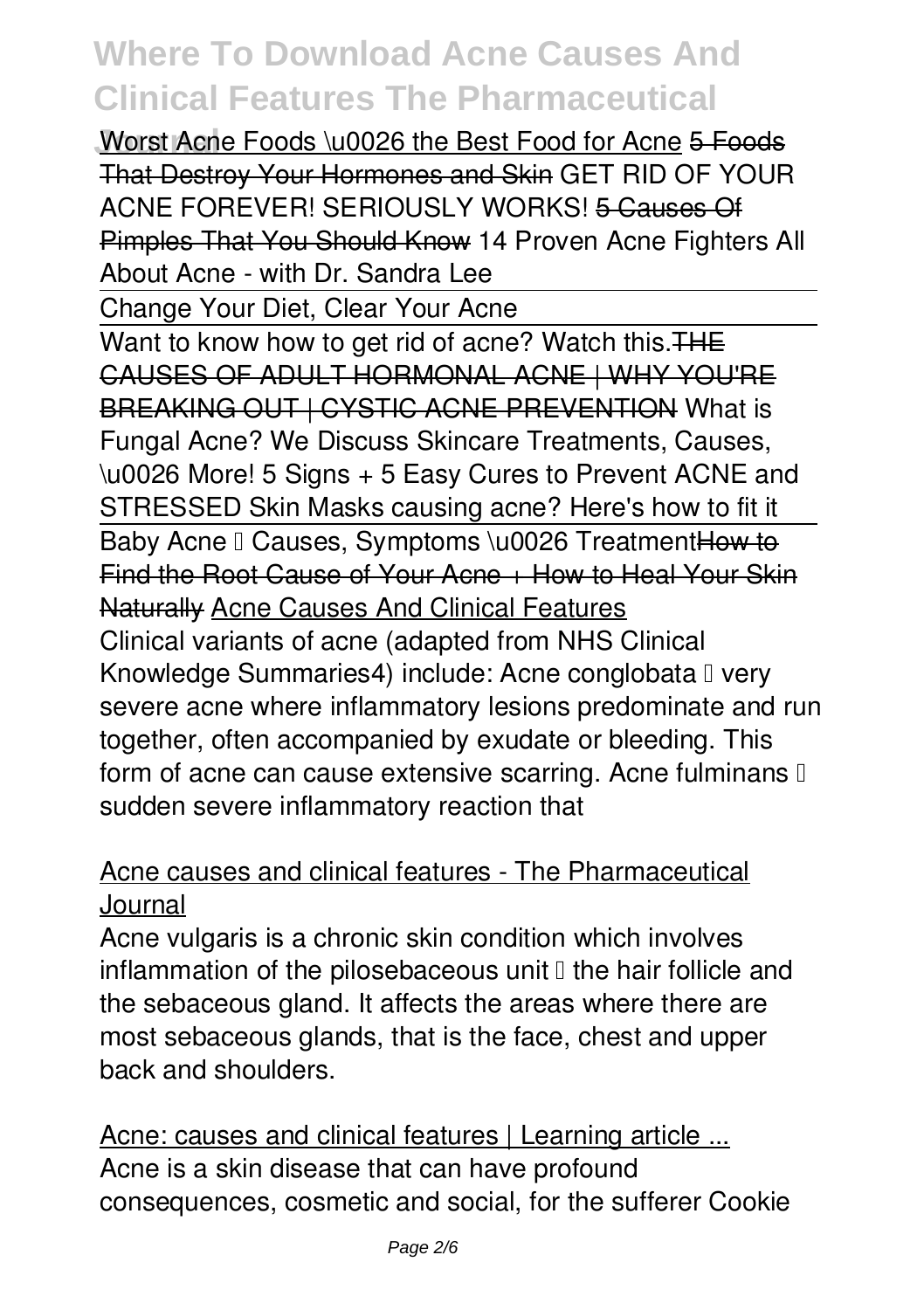Worst Acne Foods \u0026 the Best Food for Acne 5 Foods That Destroy Your Hormones and Skin GET RID OF YOUR ACNE FOREVER! SERIOUSLY WORKS! 5 Causes Of Pimples That You Should Know 14 Proven Acne Fighters All About Acne - with Dr. Sandra Lee

Change Your Diet, Clear Your Acne

Want to know how to get rid of acne? Watch this. THE CAUSES OF ADULT HORMONAL ACNE | WHY YOU'RE BREAKING OUT | CYSTIC ACNE PREVENTION What is Fungal Acne? We Discuss Skincare Treatments, Causes, \u0026 More! 5 Signs + 5 Easy Cures to Prevent ACNE and STRESSED Skin Masks causing acne? Here's how to fit it

Baby Acne – Causes, Symptoms \u0026 Treatment How to Find the Root Cause of Your Acne + How to Heal Your Skin Naturally Acne Causes And Clinical Features

Clinical variants of acne (adapted from NHS Clinical Knowledge Summaries4) include: Acne conglobata – very severe acne where inflammatory lesions predominate and run together, often accompanied by exudate or bleeding. This form of acne can cause extensive scarring. Acne fulminans – sudden severe inflammatory reaction that

Acne causes and clinical features - The Pharmaceutical Journal

Acne vulgaris is a chronic skin condition which involves inflammation of the pilosebaceous unit – the hair follicle and the sebaceous gland. It affects the areas where there are most sebaceous glands, that is the face, chest and upper back and shoulders.

Acne: causes and clinical features | Learning article ...

Acne is a skin disease that can have profound consequences, cosmetic and social, for the sufferer Cookie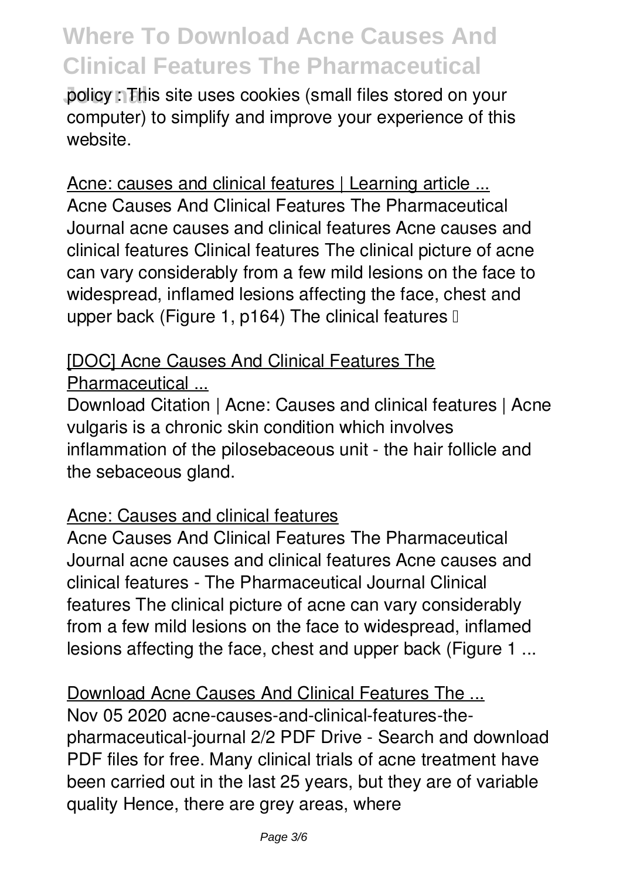policy : This site uses cookies (small files stored on your computer) to simplify and improve your experience of this website.

## Acne: causes and clinical features | Learning article ...

Acne Causes And Clinical Features The Pharmaceutical Journal acne causes and clinical features Acne causes and clinical features Clinical features The clinical picture of acne can vary considerably from a few mild lesions on the face to widespread, inflamed lesions affecting the face, chest and upper back (Figure 1, p164) The clinical features …

## [DOC] Acne Causes And Clinical Features The Pharmaceutical ...

Download Citation | Acne: Causes and clinical features | Acne vulgaris is a chronic skin condition which involves inflammation of the pilosebaceous unit - the hair follicle and the sebaceous gland.

## Acne: Causes and clinical features

Acne Causes And Clinical Features The Pharmaceutical Journal acne causes and clinical features Acne causes and clinical features - The Pharmaceutical Journal Clinical features The clinical picture of acne can vary considerably from a few mild lesions on the face to widespread, inflamed lesions affecting the face, chest and upper back (Figure 1 ...

## Download Acne Causes And Clinical Features The ...

Nov 05 2020 acne-causes-and-clinical-features-the-pharmaceutical-journal 2/2 PDF Drive - Search and download PDF files for free. Many clinical trials of acne treatment have been carried out in the last 25 years, but they are of variable quality Hence, there are grey areas, where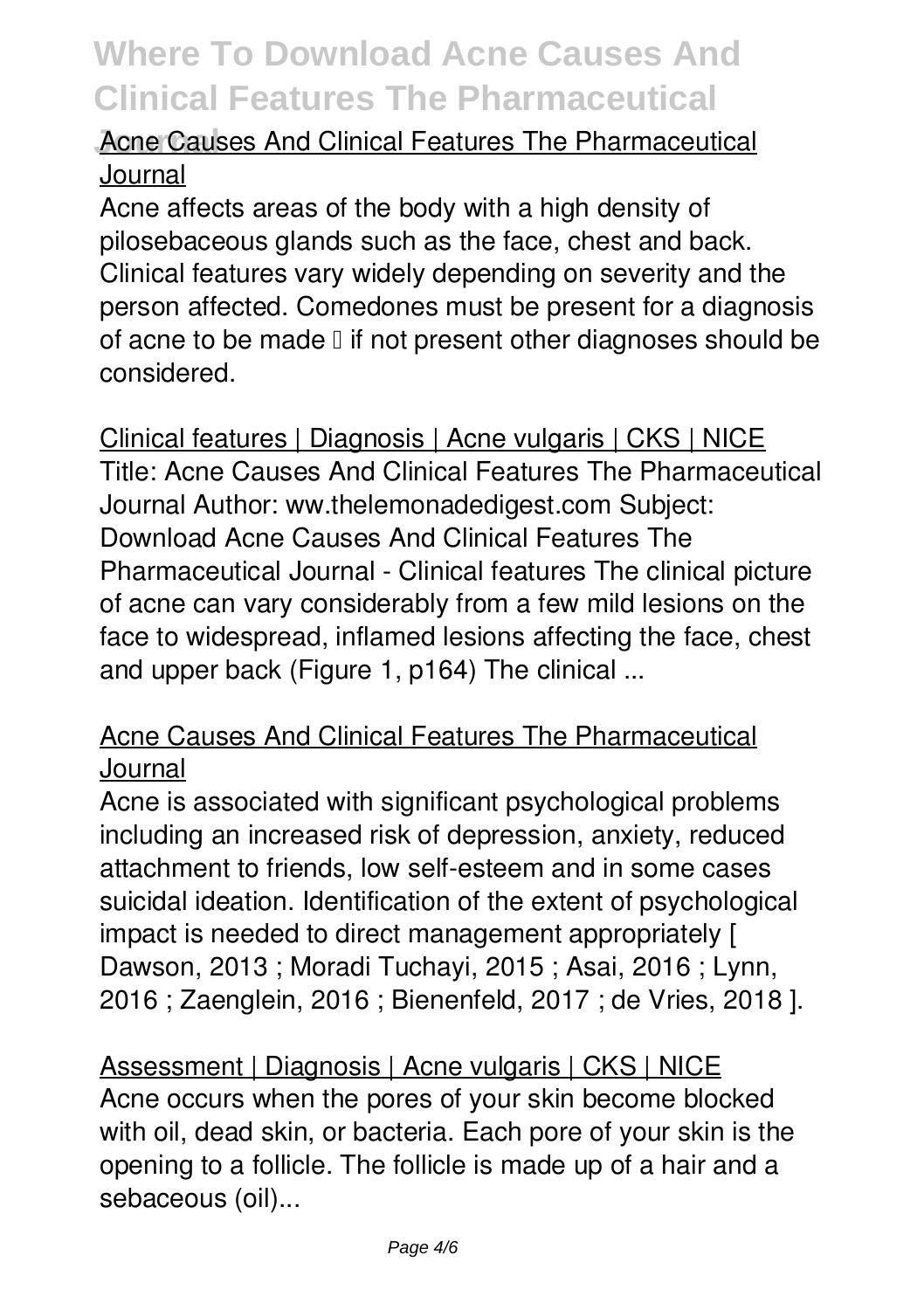## Acne Causes And Clinical Features The Pharmaceutical Journal

Acne affects areas of the body with a high density of pilosebaceous glands such as the face, chest and back. Clinical features vary widely depending on severity and the person affected. Comedones must be present for a diagnosis of acne to be made – if not present other diagnoses should be considered.

## Clinical features | Diagnosis | Acne vulgaris | CKS | NICE

Title: Acne Causes And Clinical Features The Pharmaceutical Journal Author: ww.thelemonadedigest.com Subject: Download Acne Causes And Clinical Features The Pharmaceutical Journal - Clinical features The clinical picture of acne can vary considerably from a few mild lesions on the face to widespread, inflamed lesions affecting the face, chest and upper back (Figure 1, p164) The clinical ...

## Acne Causes And Clinical Features The Pharmaceutical Journal

Acne is associated with significant psychological problems including an increased risk of depression, anxiety, reduced attachment to friends, low self-esteem and in some cases suicidal ideation. Identification of the extent of psychological impact is needed to direct management appropriately [ Dawson, 2013 ; Moradi Tuchayi, 2015 ; Asai, 2016 ; Lynn, 2016 ; Zaenglein, 2016 ; Bienenfeld, 2017 ; de Vries, 2018 ].

## Assessment | Diagnosis | Acne vulgaris | CKS | NICE

Acne occurs when the pores of your skin become blocked with oil, dead skin, or bacteria. Each pore of your skin is the opening to a follicle. The follicle is made up of a hair and a sebaceous (oil)...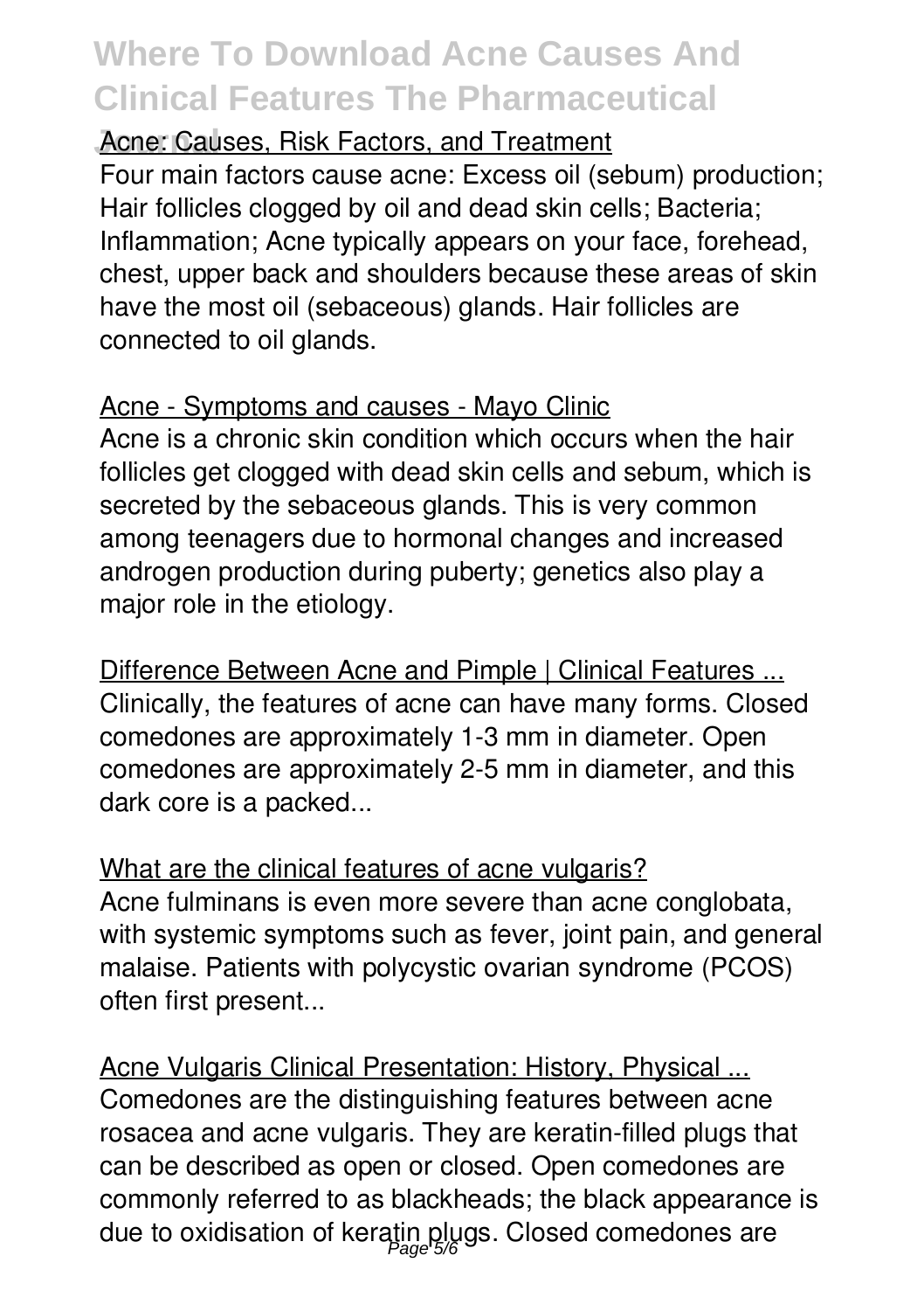Acne: Causes, Risk Factors, and Treatment

Four main factors cause acne: Excess oil (sebum) production; Hair follicles clogged by oil and dead skin cells; Bacteria; Inflammation; Acne typically appears on your face, forehead, chest, upper back and shoulders because these areas of skin have the most oil (sebaceous) glands. Hair follicles are connected to oil glands.

Acne - Symptoms and causes - Mayo Clinic

Acne is a chronic skin condition which occurs when the hair follicles get clogged with dead skin cells and sebum, which is secreted by the sebaceous glands. This is very common among teenagers due to hormonal changes and increased androgen production during puberty; genetics also play a major role in the etiology.

Difference Between Acne and Pimple | Clinical Features ...

Clinically, the features of acne can have many forms. Closed comedones are approximately 1-3 mm in diameter. Open comedones are approximately 2-5 mm in diameter, and this dark core is a packed...

What are the clinical features of acne vulgaris?

Acne fulminans is even more severe than acne conglobata, with systemic symptoms such as fever, joint pain, and general malaise. Patients with polycystic ovarian syndrome (PCOS) often first present...

Acne Vulgaris Clinical Presentation: History, Physical ...

Comedones are the distinguishing features between acne rosacea and acne vulgaris. They are keratin-filled plugs that can be described as open or closed. Open comedones are commonly referred to as blackheads; the black appearance is due to oxidisation of keratin plugs. Closed comedones are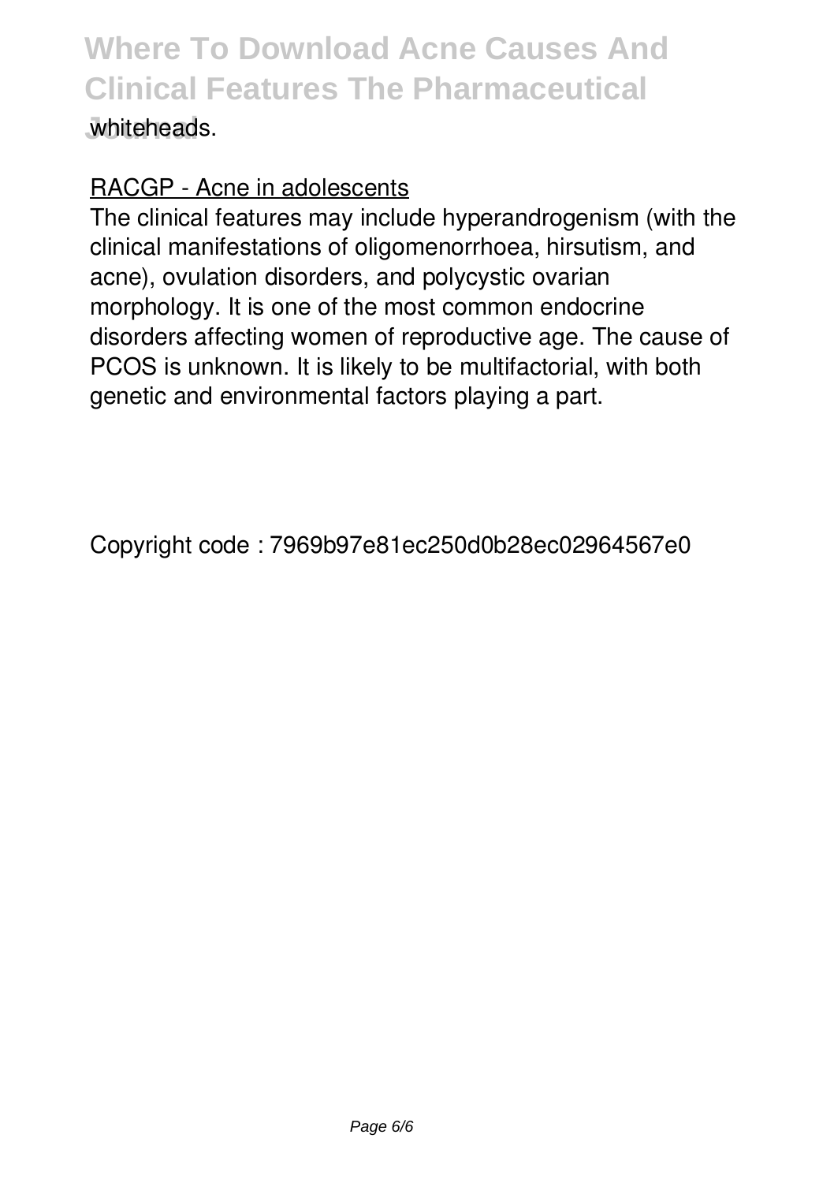whiteheads.

RACGP - Acne in adolescents

The clinical features may include hyperandrogenism (with the clinical manifestations of oligomenorrhoea, hirsutism, and acne), ovulation disorders, and polycystic ovarian morphology. It is one of the most common endocrine disorders affecting women of reproductive age. The cause of PCOS is unknown. It is likely to be multifactorial, with both genetic and environmental factors playing a part.

Copyright code : 7969b97e81ec250d0b28ec02964567e0